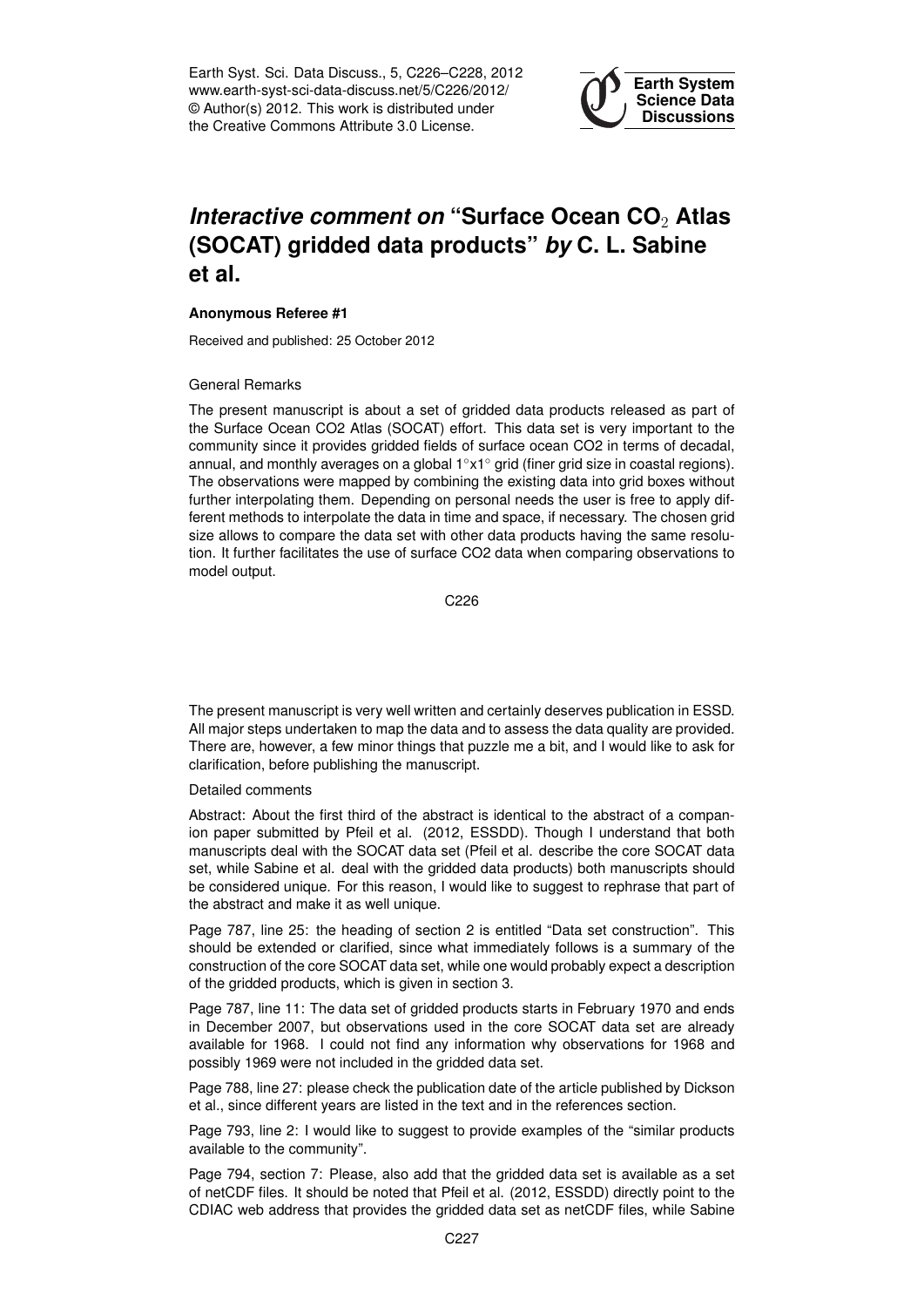# *Interactive comment on* "Surface Ocean $CO_2$ Atlas (SOCAT) gridded data products" *by* C. L. Sabine et al.

**Anonymous Referee #1**

Received and published: 25 October 2012

General Remarks

The present manuscript is about a set of gridded data products released as part of the Surface Ocean CO2 Atlas (SOCAT) effort. This data set is very important to the community since it provides gridded fields of surface ocean CO2 in terms of decadal, annual, and monthly averages on a global 1°x1° grid (finer grid size in coastal regions). The observations were mapped by combining the existing data into grid boxes without further interpolating them. Depending on personal needs the user is free to apply different methods to interpolate the data in time and space, if necessary. The chosen grid size allows to compare the data set with other data products having the same resolution. It further facilitates the use of surface CO2 data when comparing observations to model output.

The present manuscript is very well written and certainly deserves publication in ESSD. All major steps undertaken to map the data and to assess the data quality are provided. There are, however, a few minor things that puzzle me a bit, and I would like to ask for clarification, before publishing the manuscript.

Detailed comments

Abstract: About the first third of the abstract is identical to the abstract of a companion paper submitted by Pfeil et al. (2012, ESSDD). Though I understand that both manuscripts deal with the SOCAT data set (Pfeil et al. describe the core SOCAT data set, while Sabine et al. deal with the gridded data products) both manuscripts should be considered unique. For this reason, I would like to suggest to rephrase that part of the abstract and make it as well unique.

Page 787, line 25: the heading of section 2 is entitled "Data set construction". This should be extended or clarified, since what immediately follows is a summary of the construction of the core SOCAT data set, while one would probably expect a description of the gridded products, which is given in section 3.

Page 787, line 11: The data set of gridded products starts in February 1970 and ends in December 2007, but observations used in the core SOCAT data set are already available for 1968. I could not find any information why observations for 1968 and possibly 1969 were not included in the gridded data set.

Page 788, line 27: please check the publication date of the article published by Dickson et al., since different years are listed in the text and in the references section.

Page 793, line 2: I would like to suggest to provide examples of the "similar products available to the community".

Page 794, section 7: Please, also add that the gridded data set is available as a set of netCDF files. It should be noted that Pfeil et al. (2012, ESSDD) directly point to the CDIAC web address that provides the gridded data set as netCDF files, while Sabine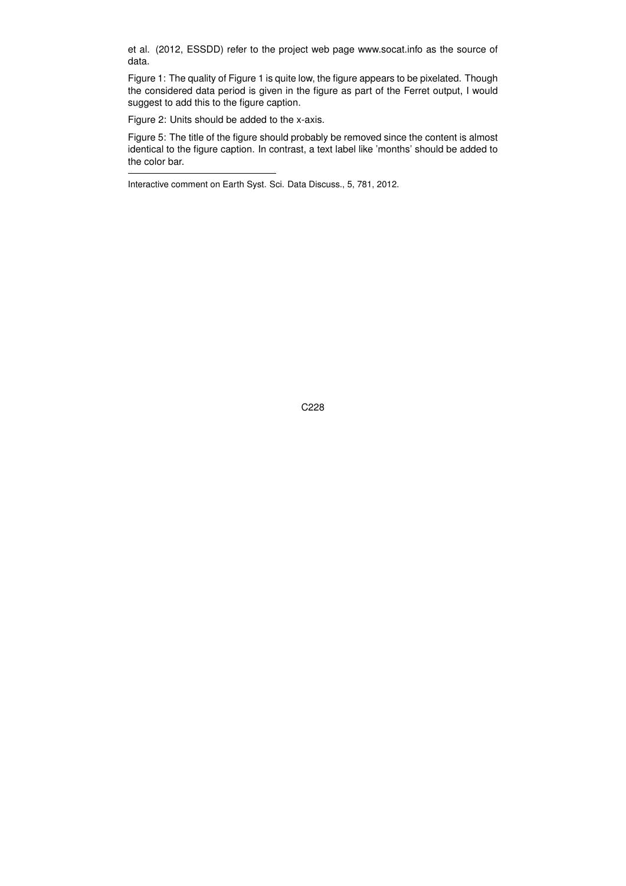et al. (2012, ESSDD) refer to the project web page www.socat.info as the source of data.

Figure 1: The quality of Figure 1 is quite low, the figure appears to be pixelated. Though the considered data period is given in the figure as part of the Ferret output, I would suggest to add this to the figure caption.

Figure 2: Units should be added to the x-axis.

Figure 5: The title of the figure should probably be removed since the content is almost identical to the figure caption. In contrast, a text label like 'months' should be added to the color bar.

---

Interactive comment on Earth Syst. Sci. Data Discuss., 5, 781, 2012.